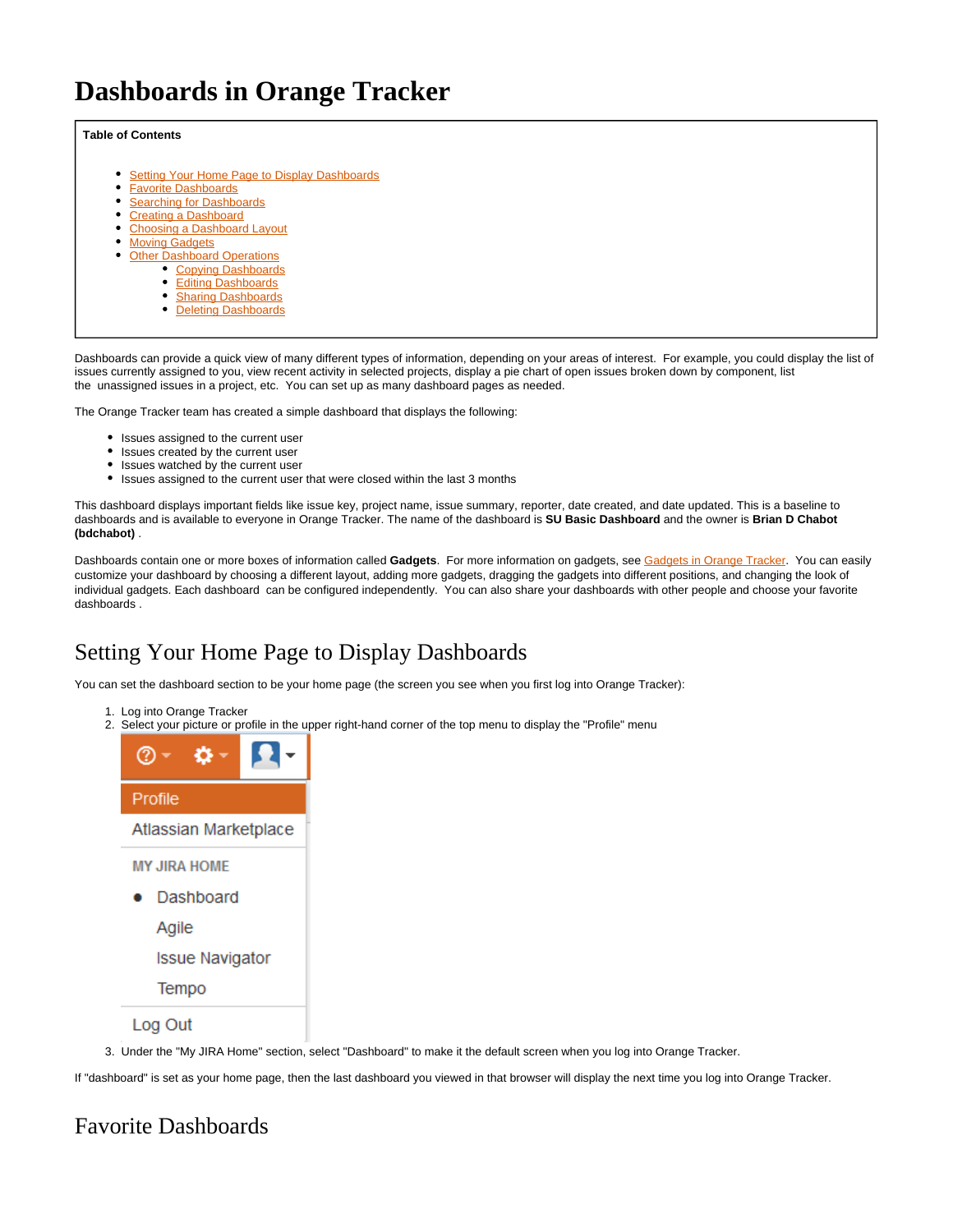# Dashboards in Orange Tracker

**Table of Contents**

- Setting Your Home Page to Display Dashboards
- Favorite Dashboards
- Searching for Dashboards
- Creating a Dashboard
- Choosing a Dashboard Layout
- Moving Gadgets
- Other Dashboard Operations
  - Copying Dashboards
  - Editing Dashboards
  - Sharing Dashboards
  - Deleting Dashboards

Dashboards can provide a quick view of many different types of information, depending on your areas of interest. For example, you could display the list of issues currently assigned to you, view recent activity in selected projects, display a pie chart of open issues broken down by component, list the unassigned issues in a project, etc. You can set up as many dashboard pages as needed.

The Orange Tracker team has created a simple dashboard that displays the following:

- Issues assigned to the current user
- Issues created by the current user
- Issues watched by the current user
- Issues assigned to the current user that were closed within the last 3 months

This dashboard displays important fields like issue key, project name, issue summary, reporter, date created, and date updated. This is a baseline to dashboards and is available to everyone in Orange Tracker. The name of the dashboard is **SU Basic Dashboard** and the owner is **Brian D Chabot (bdchabot)** .

Dashboards contain one or more boxes of information called **Gadgets**. For more information on gadgets, see Gadgets in Orange Tracker. You can easily customize your dashboard by choosing a different layout, adding more gadgets, dragging the gadgets into different positions, and changing the look of individual gadgets. Each dashboard can be configured independently. You can also share your dashboards with other people and choose your favorite dashboards .

## Setting Your Home Page to Display Dashboards

You can set the dashboard section to be your home page (the screen you see when you first log into Orange Tracker):

1. Log into Orange Tracker
2. Select your picture or profile in the upper right-hand corner of the top menu to display the "Profile" menu

   Profile
   Atlassian Marketplace
   MY JIRA HOME
   - Dashboard
   Agile
   Issue Navigator
   Tempo
   Log Out

3. Under the "My JIRA Home" section, select "Dashboard" to make it the default screen when you log into Orange Tracker.

If "dashboard" is set as your home page, then the last dashboard you viewed in that browser will display the next time you log into Orange Tracker.

## Favorite Dashboards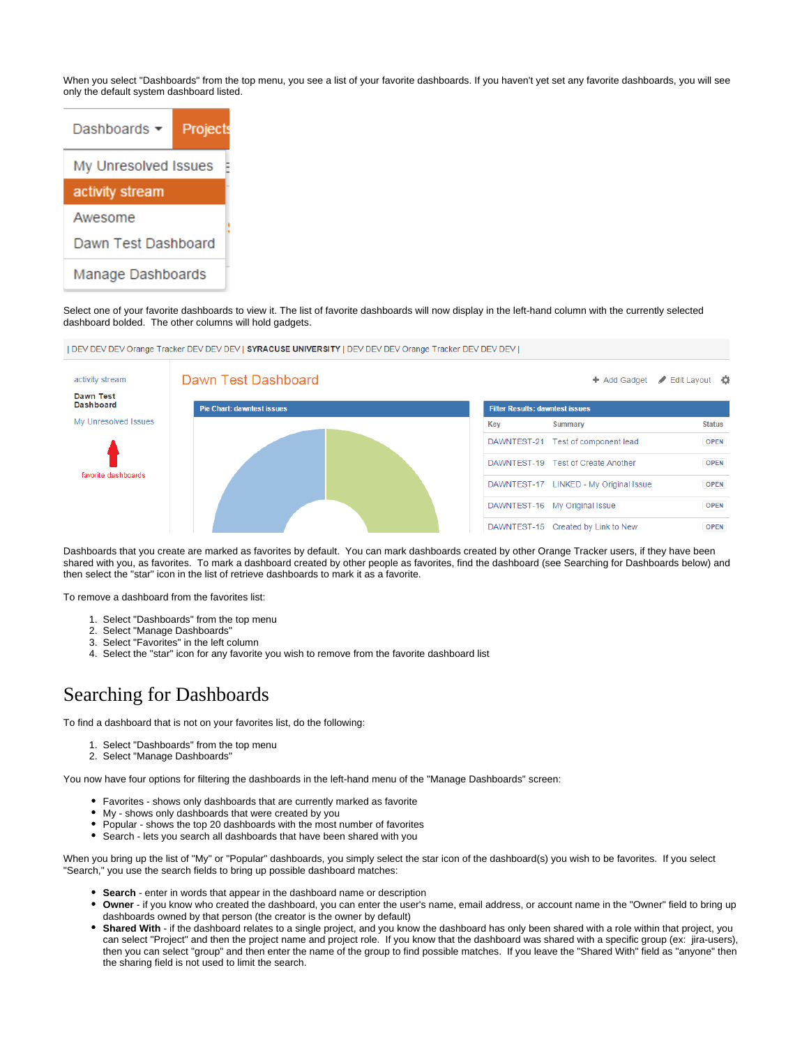When you select "Dashboards" from the top menu, you see a list of your favorite dashboards. If you haven't yet set any favorite dashboards, you will see only the default system dashboard listed.

Select one of your favorite dashboards to view it. The list of favorite dashboards will now display in the left-hand column with the currently selected dashboard bolded. The other columns will hold gadgets.

Dashboards that you create are marked as favorites by default. You can mark dashboards created by other Orange Tracker users, if they have been shared with you, as favorites. To mark a dashboard created by other people as favorites, find the dashboard (see Searching for Dashboards below) and then select the "star" icon in the list of retrieve dashboards to mark it as a favorite.

To remove a dashboard from the favorites list:

1. Select "Dashboards" from the top menu
2. Select "Manage Dashboards"
3. Select "Favorites" in the left column
4. Select the "star" icon for any favorite you wish to remove from the favorite dashboard list

# Searching for Dashboards

To find a dashboard that is not on your favorites list, do the following:

1. Select "Dashboards" from the top menu
2. Select "Manage Dashboards"

You now have four options for filtering the dashboards in the left-hand menu of the "Manage Dashboards" screen:

- Favorites - shows only dashboards that are currently marked as favorite
- My - shows only dashboards that were created by you
- Popular - shows the top 20 dashboards with the most number of favorites
- Search - lets you search all dashboards that have been shared with you

When you bring up the list of "My" or "Popular" dashboards, you simply select the star icon of the dashboard(s) you wish to be favorites. If you select "Search," you use the search fields to bring up possible dashboard matches:

- **Search** - enter in words that appear in the dashboard name or description
- **Owner** - if you know who created the dashboard, you can enter the user's name, email address, or account name in the "Owner" field to bring up dashboards owned by that person (the creator is the owner by default)
- **Shared With** - if the dashboard relates to a single project, and you know the dashboard has only been shared with a role within that project, you can select "Project" and then the project name and project role. If you know that the dashboard was shared with a specific group (ex: jira-users), then you can select "group" and then enter the name of the group to find possible matches. If you leave the "Shared With" field as "anyone" then the sharing field is not used to limit the search.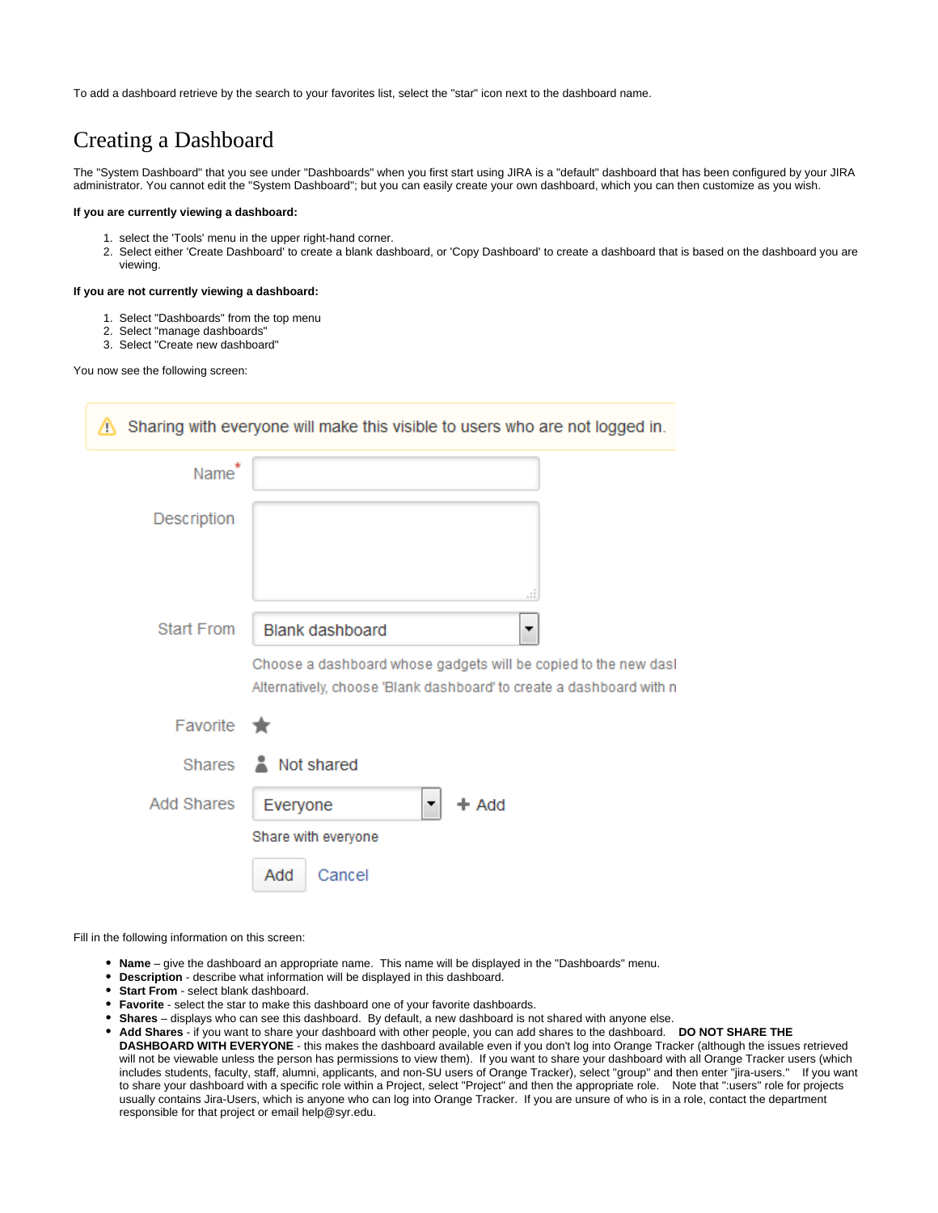To add a dashboard retrieve by the search to your favorites list, select the "star" icon next to the dashboard name.

## Creating a Dashboard

The "System Dashboard" that you see under "Dashboards" when you first start using JIRA is a "default" dashboard that has been configured by your JIRA administrator. You cannot edit the "System Dashboard"; but you can easily create your own dashboard, which you can then customize as you wish.

**If you are currently viewing a dashboard:**

1. select the 'Tools' menu in the upper right-hand corner.
2. Select either 'Create Dashboard' to create a blank dashboard, or 'Copy Dashboard' to create a dashboard that is based on the dashboard you are viewing.

**If you are not currently viewing a dashboard:**

1. Select "Dashboards" from the top menu
2. Select "manage dashboards"
3. Select "Create new dashboard"

You now see the following screen:

Fill in the following information on this screen:

- **Name** – give the dashboard an appropriate name. This name will be displayed in the "Dashboards" menu.
- **Description** - describe what information will be displayed in this dashboard.
- **Start From** - select blank dashboard.
- **Favorite** - select the star to make this dashboard one of your favorite dashboards.
- **Shares** – displays who can see this dashboard. By default, a new dashboard is not shared with anyone else.
- **Add Shares** - if you want to share your dashboard with other people, you can add shares to the dashboard. **DO NOT SHARE THE DASHBOARD WITH EVERYONE** - this makes the dashboard available even if you don't log into Orange Tracker (although the issues retrieved will not be viewable unless the person has permissions to view them). If you want to share your dashboard with all Orange Tracker users (which includes students, faculty, staff, alumni, applicants, and non-SU users of Orange Tracker), select "group" and then enter "jira-users." If you want to share your dashboard with a specific role within a Project, select "Project" and then the appropriate role. Note that ":users" role for projects usually contains Jira-Users, which is anyone who can log into Orange Tracker. If you are unsure of who is in a role, contact the department responsible for that project or email help@syr.edu.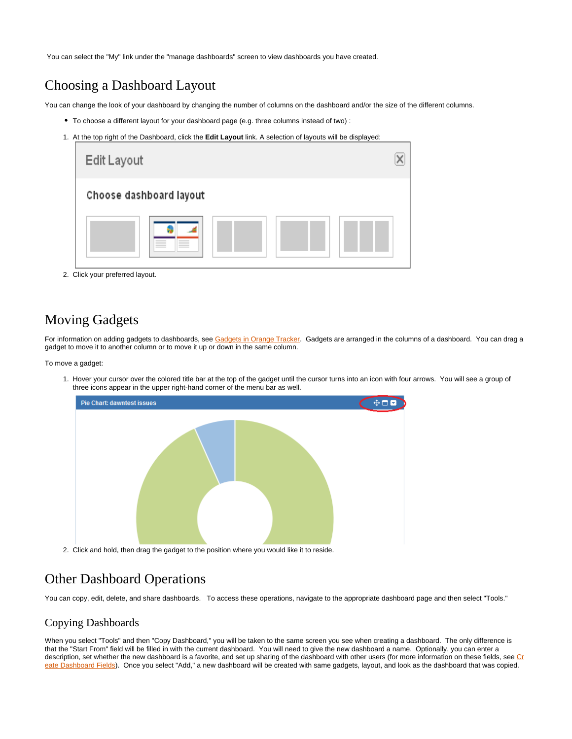You can select the "My" link under the "manage dashboards" screen to view dashboards you have created.

# Choosing a Dashboard Layout

You can change the look of your dashboard by changing the number of columns on the dashboard and/or the size of the different columns.

- To choose a different layout for your dashboard page (e.g. three columns instead of two) :

1. At the top right of the Dashboard, click the **Edit Layout** link. A selection of layouts will be displayed:
2. Click your preferred layout.

# Moving Gadgets

For information on adding gadgets to dashboards, see Gadgets in Orange Tracker. Gadgets are arranged in the columns of a dashboard. You can drag a gadget to move it to another column or to move it up or down in the same column.

To move a gadget:

1. Hover your cursor over the colored title bar at the top of the gadget until the cursor turns into an icon with four arrows. You will see a group of three icons appear in the upper right-hand corner of the menu bar as well.
2. Click and hold, then drag the gadget to the position where you would like it to reside.

# Other Dashboard Operations

You can copy, edit, delete, and share dashboards. To access these operations, navigate to the appropriate dashboard page and then select "Tools."

## Copying Dashboards

When you select "Tools" and then "Copy Dashboard," you will be taken to the same screen you see when creating a dashboard. The only difference is that the "Start From" field will be filled in with the current dashboard. You will need to give the new dashboard a name. Optionally, you can enter a description, set whether the new dashboard is a favorite, and set up sharing of the dashboard with other users (for more information on these fields, see Create Dashboard Fields). Once you select "Add," a new dashboard will be created with same gadgets, layout, and look as the dashboard that was copied.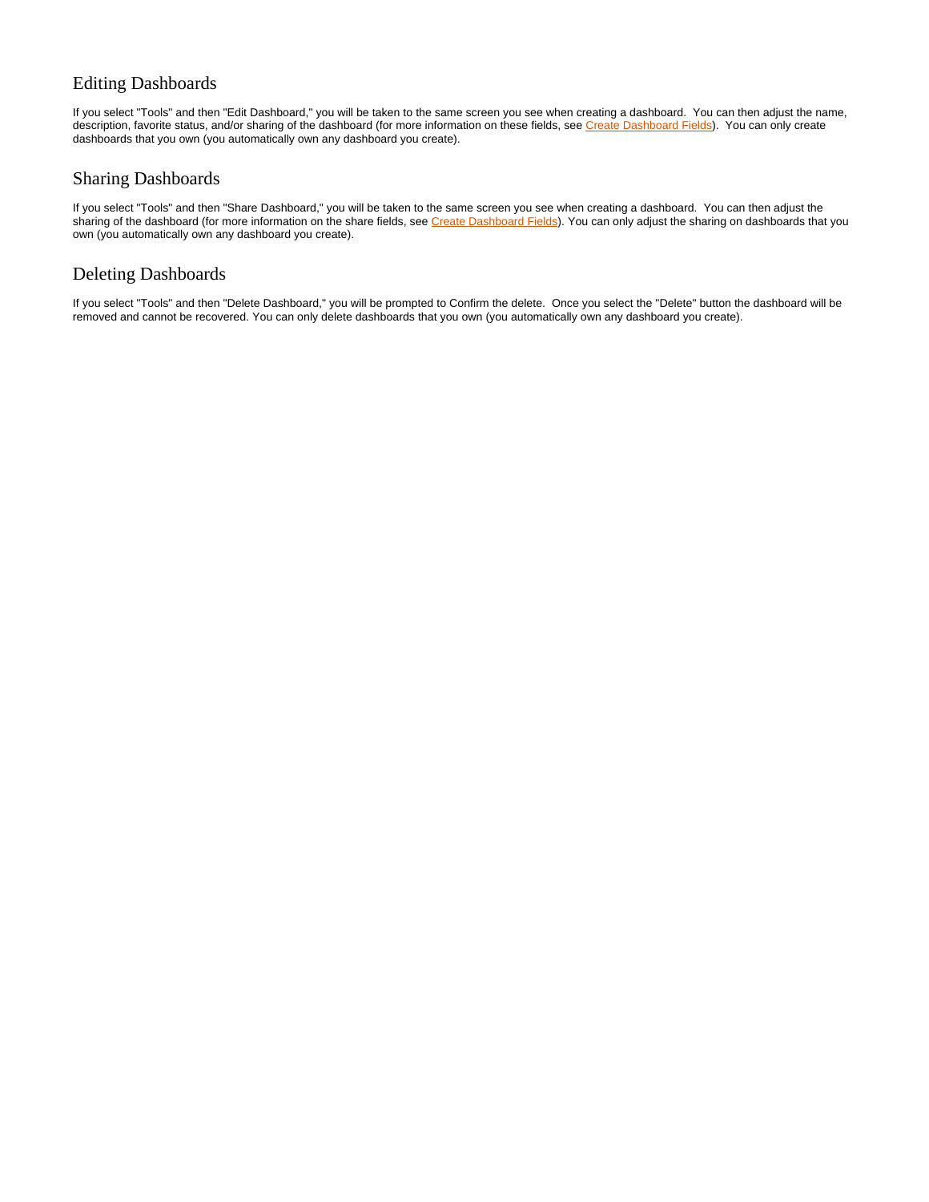## Editing Dashboards

If you select "Tools" and then "Edit Dashboard," you will be taken to the same screen you see when creating a dashboard. You can then adjust the name, description, favorite status, and/or sharing of the dashboard (for more information on these fields, see Create Dashboard Fields). You can only create dashboards that you own (you automatically own any dashboard you create).

## Sharing Dashboards

If you select "Tools" and then "Share Dashboard," you will be taken to the same screen you see when creating a dashboard. You can then adjust the sharing of the dashboard (for more information on the share fields, see Create Dashboard Fields). You can only adjust the sharing on dashboards that you own (you automatically own any dashboard you create).

## Deleting Dashboards

If you select "Tools" and then "Delete Dashboard," you will be prompted to Confirm the delete. Once you select the "Delete" button the dashboard will be removed and cannot be recovered. You can only delete dashboards that you own (you automatically own any dashboard you create).